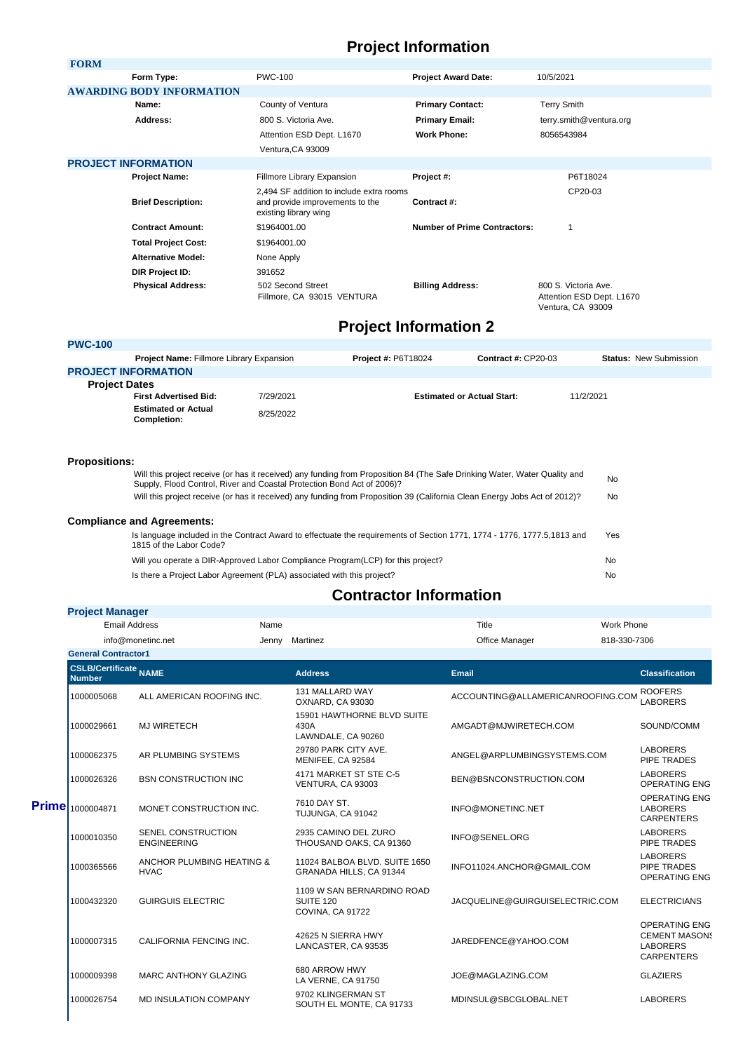# Project Information

### FORM

| | | | |
|---|---|---|---|
| **Form Type:** | PWC-100 | **Project Award Date:** | 10/5/2021 |

### AWARDING BODY INFORMATION

| | | | |
|---|---|---|---|
| **Name:** | County of Ventura | **Primary Contact:** | Terry Smith |
| **Address:** | 800 S. Victoria Ave. | **Primary Email:** | terry.smith@ventura.org |
| | Attention ESD Dept. L1670 | **Work Phone:** | 8056543984 |
| | Ventura,CA 93009 | | |

### PROJECT INFORMATION

| | | | |
|---|---|---|---|
| **Project Name:** | Fillmore Library Expansion | **Project #:** | P6T18024 |
| **Brief Description:** | 2,494 SF addition to include extra rooms and provide improvements to the existing library wing | **Contract #:** | CP20-03 |
| **Contract Amount:** | $1964001.00 | **Number of Prime Contractors:** | 1 |
| **Total Project Cost:** | $1964001.00 | | |
| **Alternative Model:** | None Apply | | |
| **DIR Project ID:** | 391652 | | |
| **Physical Address:** | 502 Second Street Fillmore, CA 93015 VENTURA | **Billing Address:** | 800 S. Victoria Ave. Attention ESD Dept. L1670 Ventura, CA 93009 |

# Project Information 2

### PWC-100

**Project Name:** Fillmore Library Expansion | **Project #:** P6T18024 | **Contract #:** CP20-03 | **Status:** New Submission

### PROJECT INFORMATION

**Project Dates**

| | | | |
|---|---|---|---|
| **First Advertised Bid:** | 7/29/2021 | **Estimated or Actual Start:** | 11/2/2021 |
| **Estimated or Actual Completion:** | 8/25/2022 | | |

**Propositions:**

| | |
|---|---|
| Will this project receive (or has it received) any funding from Proposition 84 (The Safe Drinking Water, Water Quality and Supply, Flood Control, River and Coastal Protection Bond Act of 2006)? | No |
| Will this project receive (or has it received) any funding from Proposition 39 (California Clean Energy Jobs Act of 2012)? | No |

**Compliance and Agreements:**

| | |
|---|---|
| Is language included in the Contract Award to effectuate the requirements of Section 1771, 1774 - 1776, 1777.5,1813 and 1815 of the Labor Code? | Yes |
| Will you operate a DIR-Approved Labor Compliance Program(LCP) for this project? | No |
| Is there a Project Labor Agreement (PLA) associated with this project? | No |

# Contractor Information

### Project Manager

| Email Address | Name | Title | Work Phone |
|---|---|---|---|
| info@monetinc.net | Jenny Martinez | Office Manager | 818-330-7306 |

**General Contractor1**

| | CSLB/Certificate Number | NAME | Address | Email | Classification |
|---|---|---|---|---|---|
| | 1000005068 | ALL AMERICAN ROOFING INC. | 131 MALLARD WAY OXNARD, CA 93030 | ACCOUNTING@ALLAMERICANROOFING.COM | ROOFERS LABORERS |
| | 1000029661 | MJ WIRETECH | 15901 HAWTHORNE BLVD SUITE 430A LAWNDALE, CA 90260 | AMGADT@MJWIRETECH.COM | SOUND/COMM |
| | 1000062375 | AR PLUMBING SYSTEMS | 29780 PARK CITY AVE. MENIFEE, CA 92584 | ANGEL@ARPLUMBINGSYSTEMS.COM | LABORERS PIPE TRADES |
| | 1000026326 | BSN CONSTRUCTION INC | 4171 MARKET ST STE C-5 VENTURA, CA 93003 | BEN@BSNCONSTRUCTION.COM | LABORERS OPERATING ENG |
| **Prime** | 1000004871 | MONET CONSTRUCTION INC. | 7610 DAY ST. TUJUNGA, CA 91042 | INFO@MONETINC.NET | OPERATING ENG LABORERS CARPENTERS |
| | 1000010350 | SENEL CONSTRUCTION ENGINEERING | 2935 CAMINO DEL ZURO THOUSAND OAKS, CA 91360 | INFO@SENEL.ORG | LABORERS PIPE TRADES |
| | 1000365566 | ANCHOR PLUMBING HEATING & HVAC | 11024 BALBOA BLVD. SUITE 1650 GRANADA HILLS, CA 91344 | INFO11024.ANCHOR@GMAIL.COM | LABORERS PIPE TRADES OPERATING ENG |
| | 1000432320 | GUIRGUIS ELECTRIC | 1109 W SAN BERNARDINO ROAD SUITE 120 COVINA, CA 91722 | JACQUELINE@GUIRGUISELECTRIC.COM | ELECTRICIANS |
| | 1000007315 | CALIFORNIA FENCING INC. | 42625 N SIERRA HWY LANCASTER, CA 93535 | JAREDFENCE@YAHOO.COM | OPERATING ENG CEMENT MASONS LABORERS CARPENTERS |
| | 1000009398 | MARC ANTHONY GLAZING | 680 ARROW HWY LA VERNE, CA 91750 | JOE@MAGLAZING.COM | GLAZIERS |
| | 1000026754 | MD INSULATION COMPANY | 9702 KLINGERMAN ST SOUTH EL MONTE, CA 91733 | MDINSUL@SBCGLOBAL.NET | LABORERS |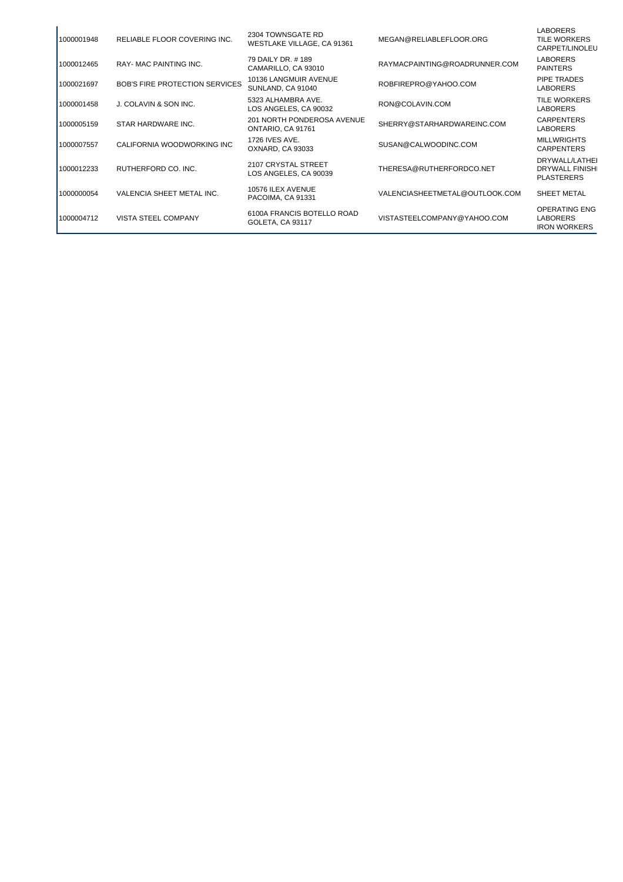| | | | | |
|---|---|---|---|---|
| 1000001948 | RELIABLE FLOOR COVERING INC. | 2304 TOWNSGATE RD<br>WESTLAKE VILLAGE, CA 91361 | MEGAN@RELIABLEFLOOR.ORG | LABORERS<br>TILE WORKERS<br>CARPET/LINOLEU |
| 1000012465 | RAY- MAC PAINTING INC. | 79 DAILY DR. # 189<br>CAMARILLO, CA 93010 | RAYMACPAINTING@ROADRUNNER.COM | LABORERS<br>PAINTERS |
| 1000021697 | BOB'S FIRE PROTECTION SERVICES | 10136 LANGMUIR AVENUE<br>SUNLAND, CA 91040 | ROBFIREPRO@YAHOO.COM | PIPE TRADES<br>LABORERS |
| 1000001458 | J. COLAVIN & SON INC. | 5323 ALHAMBRA AVE.<br>LOS ANGELES, CA 90032 | RON@COLAVIN.COM | TILE WORKERS<br>LABORERS |
| 1000005159 | STAR HARDWARE INC. | 201 NORTH PONDEROSA AVENUE<br>ONTARIO, CA 91761 | SHERRY@STARHARDWAREINC.COM | CARPENTERS<br>LABORERS |
| 1000007557 | CALIFORNIA WOODWORKING INC | 1726 IVES AVE.<br>OXNARD, CA 93033 | SUSAN@CALWOODINC.COM | MILLWRIGHTS<br>CARPENTERS |
| 1000012233 | RUTHERFORD CO. INC. | 2107 CRYSTAL STREET<br>LOS ANGELES, CA 90039 | THERESA@RUTHERFORDCO.NET | DRYWALL/LATHEI<br>DRYWALL FINISHI<br>PLASTERERS |
| 1000000054 | VALENCIA SHEET METAL INC. | 10576 ILEX AVENUE<br>PACOIMA, CA 91331 | VALENCIASHEETMETAL@OUTLOOK.COM | SHEET METAL |
| 1000004712 | VISTA STEEL COMPANY | 6100A FRANCIS BOTELLO ROAD<br>GOLETA, CA 93117 | VISTASTEELCOMPANY@YAHOO.COM | OPERATING ENG<br>LABORERS<br>IRON WORKERS |